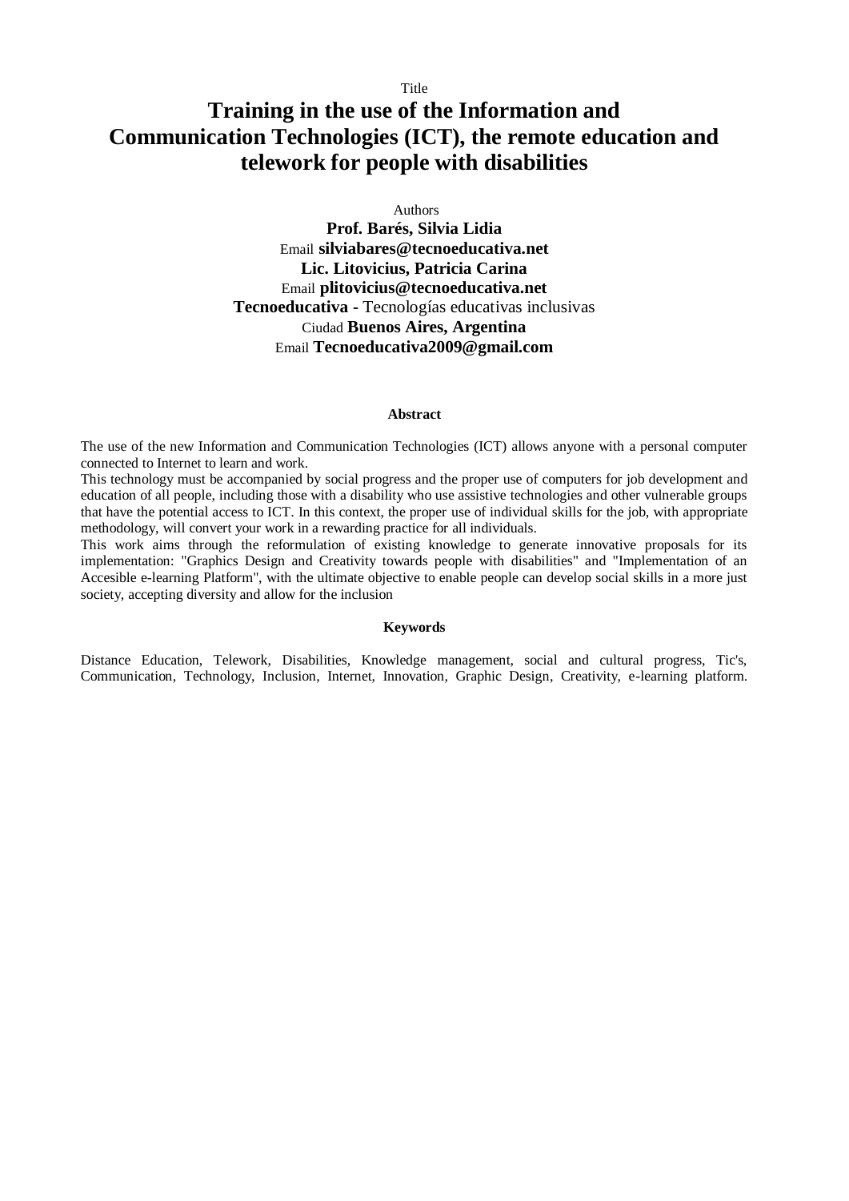Title

# Training in the use of the Information and Communication Technologies (ICT), the remote education and telework for people with disabilities

Authors

**Prof. Barés, Silvia Lidia**
Email **silviabares@tecnoeducativa.net**
**Lic. Litovicius, Patricia Carina**
Email **plitovicius@tecnoeducativa.net**
**Tecnoeducativa** - Tecnologías educativas inclusivas
Ciudad **Buenos Aires, Argentina**
Email **Tecnoeducativa2009@gmail.com**

#### Abstract

The use of the new Information and Communication Technologies (ICT) allows anyone with a personal computer connected to Internet to learn and work.
This technology must be accompanied by social progress and the proper use of computers for job development and education of all people, including those with a disability who use assistive technologies and other vulnerable groups that have the potential access to ICT. In this context, the proper use of individual skills for the job, with appropriate methodology, will convert your work in a rewarding practice for all individuals.
This work aims through the reformulation of existing knowledge to generate innovative proposals for its implementation: "Graphics Design and Creativity towards people with disabilities" and "Implementation of an Accesible e-learning Platform", with the ultimate objective to enable people can develop social skills in a more just society, accepting diversity and allow for the inclusion

#### Keywords

Distance Education, Telework, Disabilities, Knowledge management, social and cultural progress, Tic's, Communication, Technology, Inclusion, Internet, Innovation, Graphic Design, Creativity, e-learning platform.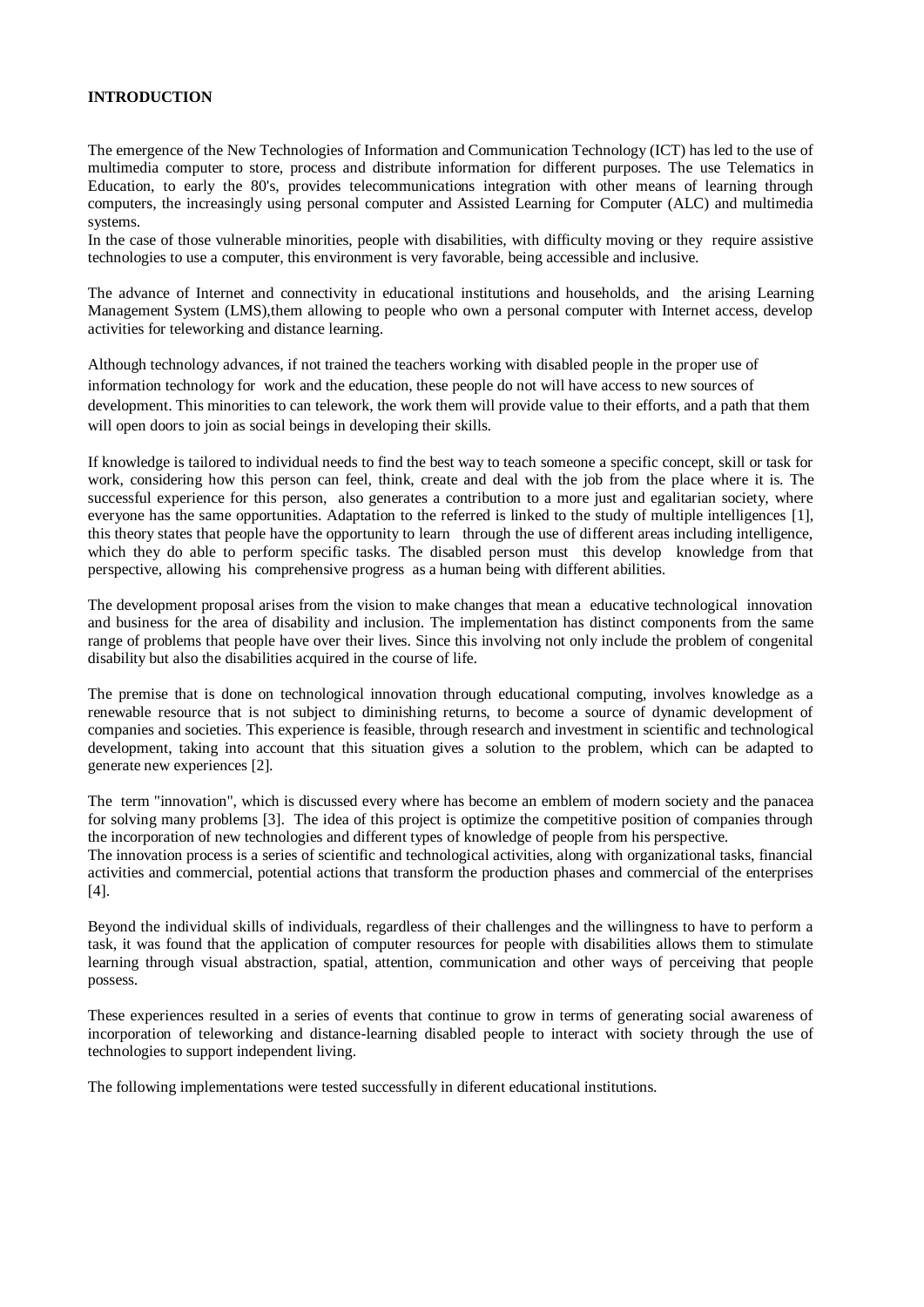**INTRODUCTION**

The emergence of the New Technologies of Information and Communication Technology (ICT) has led to the use of multimedia computer to store, process and distribute information for different purposes. The use Telematics in Education, to early the 80's, provides telecommunications integration with other means of learning through computers, the increasingly using personal computer and Assisted Learning for Computer (ALC) and multimedia systems.

In the case of those vulnerable minorities, people with disabilities, with difficulty moving or they require assistive technologies to use a computer, this environment is very favorable, being accessible and inclusive.

The advance of Internet and connectivity in educational institutions and households, and the arising Learning Management System (LMS),them allowing to people who own a personal computer with Internet access, develop activities for teleworking and distance learning.

Although technology advances, if not trained the teachers working with disabled people in the proper use of information technology for work and the education, these people do not will have access to new sources of development. This minorities to can telework, the work them will provide value to their efforts, and a path that them will open doors to join as social beings in developing their skills.

If knowledge is tailored to individual needs to find the best way to teach someone a specific concept, skill or task for work, considering how this person can feel, think, create and deal with the job from the place where it is. The successful experience for this person, also generates a contribution to a more just and egalitarian society, where everyone has the same opportunities. Adaptation to the referred is linked to the study of multiple intelligences [1], this theory states that people have the opportunity to learn through the use of different areas including intelligence, which they do able to perform specific tasks. The disabled person must this develop knowledge from that perspective, allowing his comprehensive progress as a human being with different abilities.

The development proposal arises from the vision to make changes that mean a educative technological innovation and business for the area of disability and inclusion. The implementation has distinct components from the same range of problems that people have over their lives. Since this involving not only include the problem of congenital disability but also the disabilities acquired in the course of life.

The premise that is done on technological innovation through educational computing, involves knowledge as a renewable resource that is not subject to diminishing returns, to become a source of dynamic development of companies and societies. This experience is feasible, through research and investment in scientific and technological development, taking into account that this situation gives a solution to the problem, which can be adapted to generate new experiences [2].

The term "innovation", which is discussed every where has become an emblem of modern society and the panacea for solving many problems [3]. The idea of this project is optimize the competitive position of companies through the incorporation of new technologies and different types of knowledge of people from his perspective.

The innovation process is a series of scientific and technological activities, along with organizational tasks, financial activities and commercial, potential actions that transform the production phases and commercial of the enterprises [4].

Beyond the individual skills of individuals, regardless of their challenges and the willingness to have to perform a task, it was found that the application of computer resources for people with disabilities allows them to stimulate learning through visual abstraction, spatial, attention, communication and other ways of perceiving that people possess.

These experiences resulted in a series of events that continue to grow in terms of generating social awareness of incorporation of teleworking and distance-learning disabled people to interact with society through the use of technologies to support independent living.

The following implementations were tested successfully in diferent educational institutions.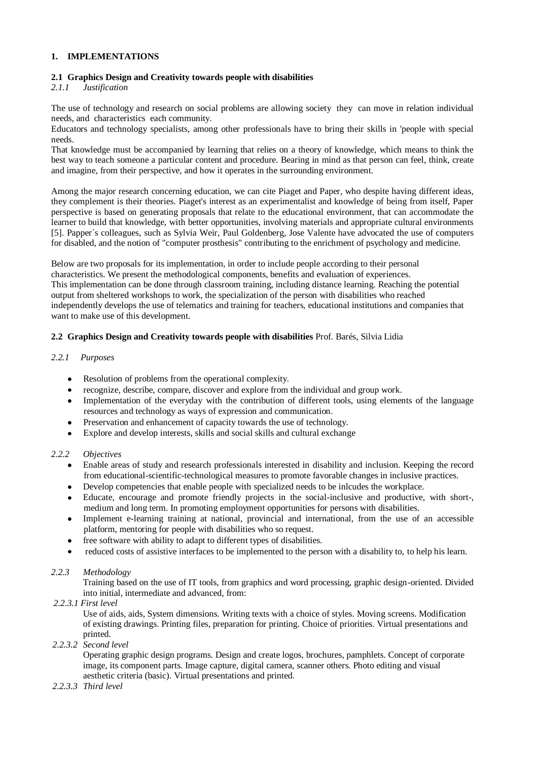## 1. IMPLEMENTATIONS

### 2.1 Graphics Design and Creativity towards people with disabilities

*2.1.1 Justification*

The use of technology and research on social problems are allowing society they can move in relation individual needs, and characteristics each community.
Educators and technology specialists, among other professionals have to bring their skills in 'people with special needs.
That knowledge must be accompanied by learning that relies on a theory of knowledge, which means to think the best way to teach someone a particular content and procedure. Bearing in mind as that person can feel, think, create and imagine, from their perspective, and how it operates in the surrounding environment.

Among the major research concerning education, we can cite Piaget and Paper, who despite having different ideas, they complement is their theories. Piaget's interest as an experimentalist and knowledge of being from itself, Paper perspective is based on generating proposals that relate to the educational environment, that can accommodate the learner to build that knowledge, with better opportunities, involving materials and appropriate cultural environments [5]. Papper´s colleagues, such as Sylvia Weir, Paul Goldenberg, Jose Valente have advocated the use of computers for disabled, and the notion of "computer prosthesis" contributing to the enrichment of psychology and medicine.

Below are two proposals for its implementation, in order to include people according to their personal characteristics. We present the methodological components, benefits and evaluation of experiences.
This implementation can be done through classroom training, including distance learning. Reaching the potential output from sheltered workshops to work, the specialization of the person with disabilities who reached independently develops the use of telematics and training for teachers, educational institutions and companies that want to make use of this development.

### 2.2 Graphics Design and Creativity towards people with disabilities Prof. Barés, Silvia Lidia

*2.2.1 Purposes*

- Resolution of problems from the operational complexity.
- recognize, describe, compare, discover and explore from the individual and group work.
- Implementation of the everyday with the contribution of different tools, using elements of the language resources and technology as ways of expression and communication.
- Preservation and enhancement of capacity towards the use of technology.
- Explore and develop interests, skills and social skills and cultural exchange

*2.2.2 Objectives*

- Enable areas of study and research professionals interested in disability and inclusion. Keeping the record from educational-scientific-technological measures to promote favorable changes in inclusive practices.
- Develop competencies that enable people with specialized needs to be inlcudes the workplace.
- Educate, encourage and promote friendly projects in the social-inclusive and productive, with short-, medium and long term. In promoting employment opportunities for persons with disabilities.
- Implement e-learning training at national, provincial and international, from the use of an accessible platform, mentoring for people with disabilities who so request.
- free software with ability to adapt to different types of disabilities.
- reduced costs of assistive interfaces to be implemented to the person with a disability to, to help his learn.

*2.2.3 Methodology*

Training based on the use of IT tools, from graphics and word processing, graphic design-oriented. Divided into initial, intermediate and advanced, from:

*2.2.3.1 First level*

Use of aids, aids, System dimensions. Writing texts with a choice of styles. Moving screens. Modification of existing drawings. Printing files, preparation for printing. Choice of priorities. Virtual presentations and printed.

*2.2.3.2 Second level*

Operating graphic design programs. Design and create logos, brochures, pamphlets. Concept of corporate image, its component parts. Image capture, digital camera, scanner others. Photo editing and visual aesthetic criteria (basic). Virtual presentations and printed.

*2.2.3.3 Third level*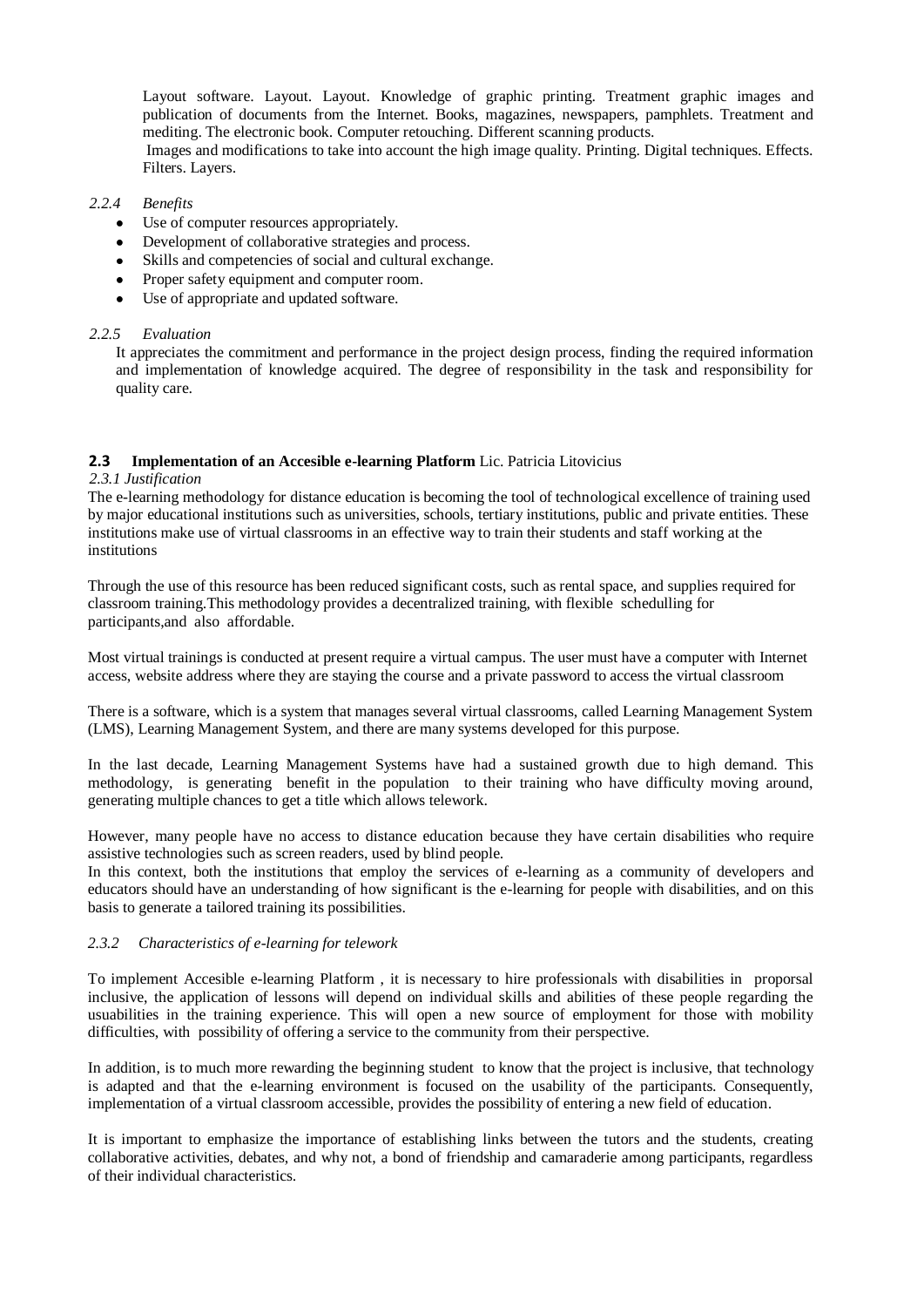Layout software. Layout. Layout. Knowledge of graphic printing. Treatment graphic images and publication of documents from the Internet. Books, magazines, newspapers, pamphlets. Treatment and mediting. The electronic book. Computer retouching. Different scanning products.

Images and modifications to take into account the high image quality. Printing. Digital techniques. Effects. Filters. Layers.

### *2.2.4 Benefits*

- Use of computer resources appropriately.
- Development of collaborative strategies and process.
- Skills and competencies of social and cultural exchange.
- Proper safety equipment and computer room.
- Use of appropriate and updated software.

### *2.2.5 Evaluation*

It appreciates the commitment and performance in the project design process, finding the required information and implementation of knowledge acquired. The degree of responsibility in the task and responsibility for quality care.

## 2.3 Implementation of an Accesible e-learning Platform Lic. Patricia Litovicius

### *2.3.1 Justification*

The e-learning methodology for distance education is becoming the tool of technological excellence of training used by major educational institutions such as universities, schools, tertiary institutions, public and private entities. These institutions make use of virtual classrooms in an effective way to train their students and staff working at the institutions

Through the use of this resource has been reduced significant costs, such as rental space, and supplies required for classroom training.This methodology provides a decentralized training, with flexible schedulling for participants,and also affordable.

Most virtual trainings is conducted at present require a virtual campus. The user must have a computer with Internet access, website address where they are staying the course and a private password to access the virtual classroom

There is a software, which is a system that manages several virtual classrooms, called Learning Management System (LMS), Learning Management System, and there are many systems developed for this purpose.

In the last decade, Learning Management Systems have had a sustained growth due to high demand. This methodology, is generating benefit in the population to their training who have difficulty moving around, generating multiple chances to get a title which allows telework.

However, many people have no access to distance education because they have certain disabilities who require assistive technologies such as screen readers, used by blind people.

In this context, both the institutions that employ the services of e-learning as a community of developers and educators should have an understanding of how significant is the e-learning for people with disabilities, and on this basis to generate a tailored training its possibilities.

### *2.3.2 Characteristics of e-learning for telework*

To implement Accesible e-learning Platform , it is necessary to hire professionals with disabilities in proporsal inclusive, the application of lessons will depend on individual skills and abilities of these people regarding the usuabilities in the training experience. This will open a new source of employment for those with mobility difficulties, with possibility of offering a service to the community from their perspective.

In addition, is to much more rewarding the beginning student to know that the project is inclusive, that technology is adapted and that the e-learning environment is focused on the usability of the participants. Consequently, implementation of a virtual classroom accessible, provides the possibility of entering a new field of education.

It is important to emphasize the importance of establishing links between the tutors and the students, creating collaborative activities, debates, and why not, a bond of friendship and camaraderie among participants, regardless of their individual characteristics.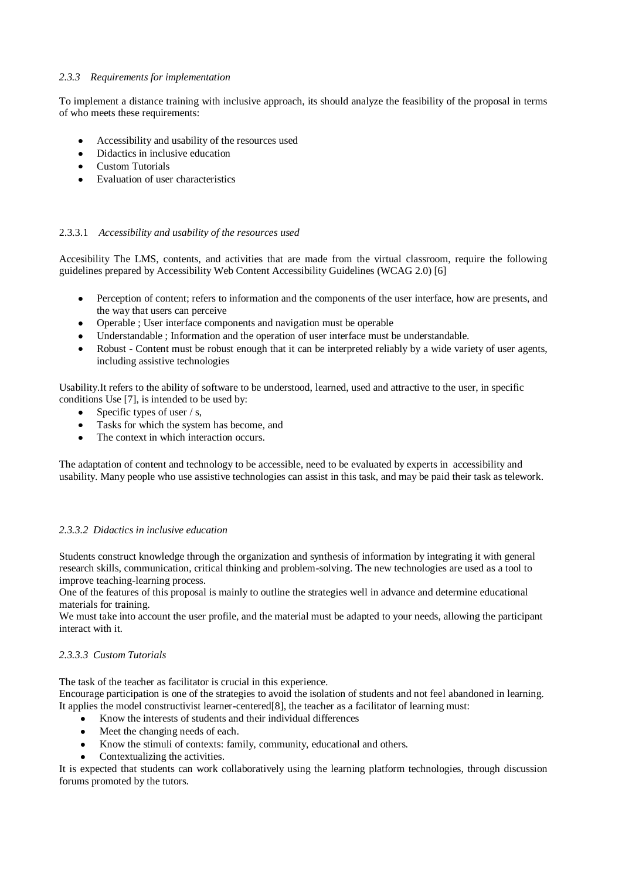### *2.3.3 Requirements for implementation*

To implement a distance training with inclusive approach, its should analyze the feasibility of the proposal in terms of who meets these requirements:

- Accessibility and usability of the resources used
- Didactics in inclusive education
- Custom Tutorials
- Evaluation of user characteristics

#### 2.3.3.1 *Accessibility and usability of the resources used*

Accesibility The LMS, contents, and activities that are made from the virtual classroom, require the following guidelines prepared by Accessibility Web Content Accessibility Guidelines (WCAG 2.0) [6]

- Perception of content; refers to information and the components of the user interface, how are presents, and the way that users can perceive
- Operable ; User interface components and navigation must be operable
- Understandable ; Information and the operation of user interface must be understandable.
- Robust - Content must be robust enough that it can be interpreted reliably by a wide variety of user agents, including assistive technologies

Usability.It refers to the ability of software to be understood, learned, used and attractive to the user, in specific conditions Use [7], is intended to be used by:

- Specific types of user / s,
- Tasks for which the system has become, and
- The context in which interaction occurs.

The adaptation of content and technology to be accessible, need to be evaluated by experts in accessibility and usability. Many people who use assistive technologies can assist in this task, and may be paid their task as telework.

#### *2.3.3.2 Didactics in inclusive education*

Students construct knowledge through the organization and synthesis of information by integrating it with general research skills, communication, critical thinking and problem-solving. The new technologies are used as a tool to improve teaching-learning process.
One of the features of this proposal is mainly to outline the strategies well in advance and determine educational materials for training.
We must take into account the user profile, and the material must be adapted to your needs, allowing the participant interact with it.

#### *2.3.3.3 Custom Tutorials*

The task of the teacher as facilitator is crucial in this experience.
Encourage participation is one of the strategies to avoid the isolation of students and not feel abandoned in learning. It applies the model constructivist learner-centered[8], the teacher as a facilitator of learning must:

- Know the interests of students and their individual differences
- Meet the changing needs of each.
- Know the stimuli of contexts: family, community, educational and others.
- Contextualizing the activities.

It is expected that students can work collaboratively using the learning platform technologies, through discussion forums promoted by the tutors.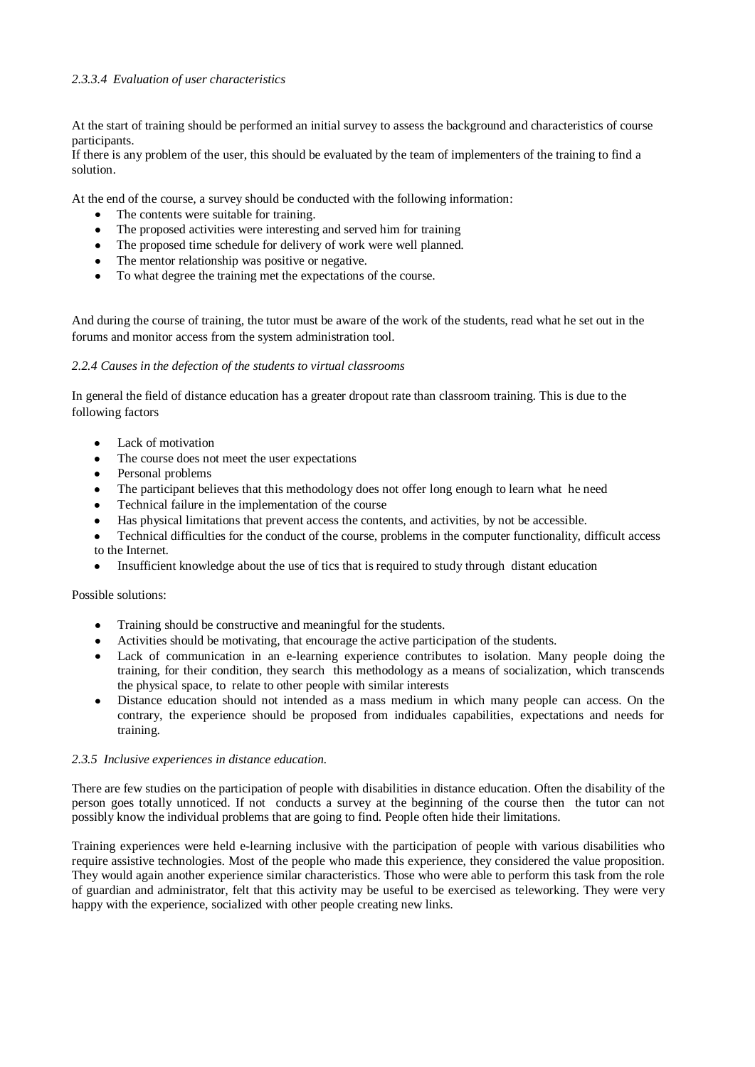#### *2.3.3.4 Evaluation of user characteristics*

At the start of training should be performed an initial survey to assess the background and characteristics of course participants.
If there is any problem of the user, this should be evaluated by the team of implementers of the training to find a solution.

At the end of the course, a survey should be conducted with the following information:

- The contents were suitable for training.
- The proposed activities were interesting and served him for training
- The proposed time schedule for delivery of work were well planned.
- The mentor relationship was positive or negative.
- To what degree the training met the expectations of the course.

And during the course of training, the tutor must be aware of the work of the students, read what he set out in the forums and monitor access from the system administration tool.

### *2.2.4 Causes in the defection of the students to virtual classrooms*

In general the field of distance education has a greater dropout rate than classroom training. This is due to the following factors

- Lack of motivation
- The course does not meet the user expectations
- Personal problems
- The participant believes that this methodology does not offer long enough to learn what he need
- Technical failure in the implementation of the course
- Has physical limitations that prevent access the contents, and activities, by not be accessible.
- Technical difficulties for the conduct of the course, problems in the computer functionality, difficult access to the Internet.
- Insufficient knowledge about the use of tics that is required to study through distant education

Possible solutions:

- Training should be constructive and meaningful for the students.
- Activities should be motivating, that encourage the active participation of the students.
- Lack of communication in an e-learning experience contributes to isolation. Many people doing the training, for their condition, they search this methodology as a means of socialization, which transcends the physical space, to relate to other people with similar interests
- Distance education should not intended as a mass medium in which many people can access. On the contrary, the experience should be proposed from indiduales capabilities, expectations and needs for training.

### *2.3.5 Inclusive experiences in distance education.*

There are few studies on the participation of people with disabilities in distance education. Often the disability of the person goes totally unnoticed. If not conducts a survey at the beginning of the course then the tutor can not possibly know the individual problems that are going to find. People often hide their limitations.

Training experiences were held e-learning inclusive with the participation of people with various disabilities who require assistive technologies. Most of the people who made this experience, they considered the value proposition. They would again another experience similar characteristics. Those who were able to perform this task from the role of guardian and administrator, felt that this activity may be useful to be exercised as teleworking. They were very happy with the experience, socialized with other people creating new links.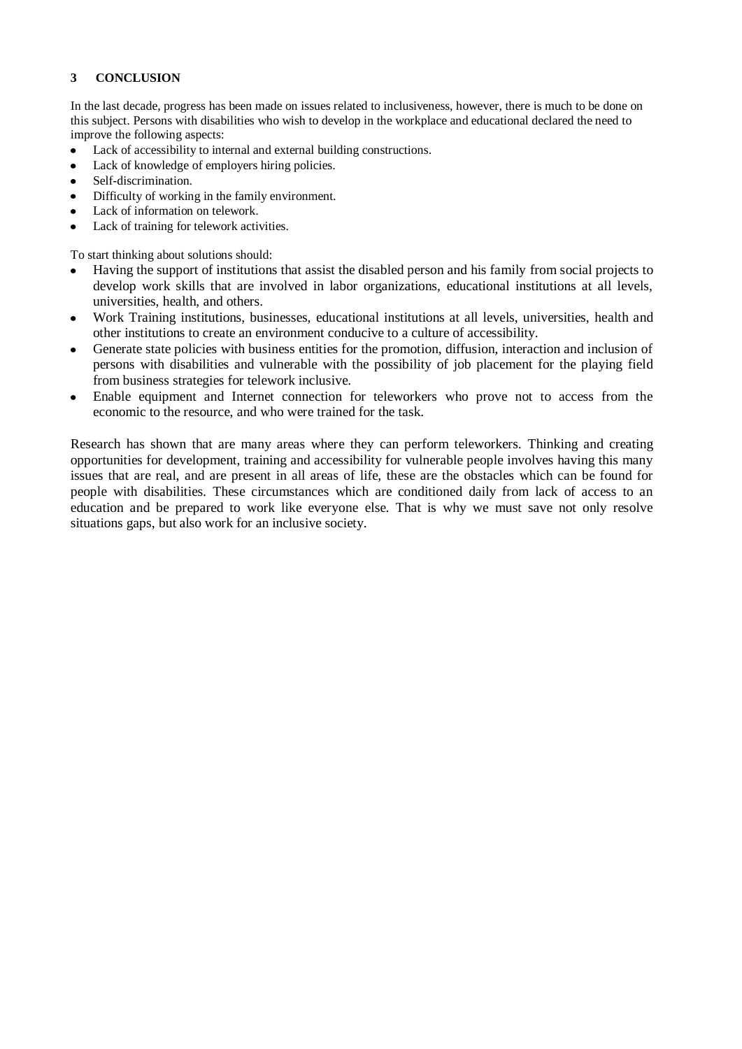## 3 CONCLUSION

In the last decade, progress has been made on issues related to inclusiveness, however, there is much to be done on this subject. Persons with disabilities who wish to develop in the workplace and educational declared the need to improve the following aspects:

- Lack of accessibility to internal and external building constructions.
- Lack of knowledge of employers hiring policies.
- Self-discrimination.
- Difficulty of working in the family environment.
- Lack of information on telework.
- Lack of training for telework activities.

To start thinking about solutions should:

- Having the support of institutions that assist the disabled person and his family from social projects to develop work skills that are involved in labor organizations, educational institutions at all levels, universities, health, and others.
- Work Training institutions, businesses, educational institutions at all levels, universities, health and other institutions to create an environment conducive to a culture of accessibility.
- Generate state policies with business entities for the promotion, diffusion, interaction and inclusion of persons with disabilities and vulnerable with the possibility of job placement for the playing field from business strategies for telework inclusive.
- Enable equipment and Internet connection for teleworkers who prove not to access from the economic to the resource, and who were trained for the task.

Research has shown that are many areas where they can perform teleworkers. Thinking and creating opportunities for development, training and accessibility for vulnerable people involves having this many issues that are real, and are present in all areas of life, these are the obstacles which can be found for people with disabilities. These circumstances which are conditioned daily from lack of access to an education and be prepared to work like everyone else. That is why we must save not only resolve situations gaps, but also work for an inclusive society.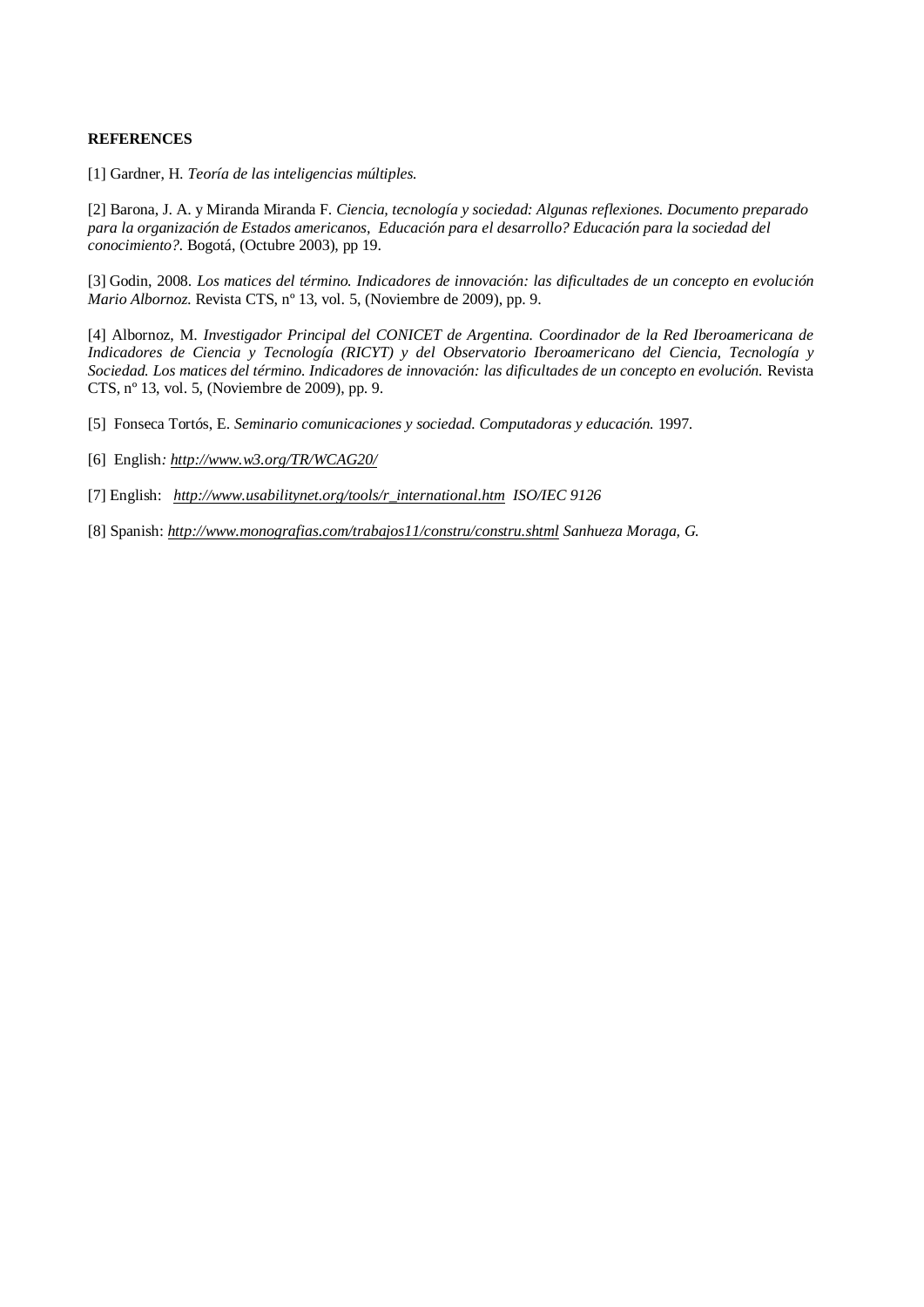**REFERENCES**

[1] Gardner, H. *Teoría de las inteligencias múltiples.*

[2] Barona, J. A. y Miranda Miranda F. *Ciencia, tecnología y sociedad: Algunas reflexiones. Documento preparado para la organización de Estados americanos, Educación para el desarrollo? Educación para la sociedad del conocimiento?.* Bogotá, (Octubre 2003), pp 19.

[3] Godin, 2008. *Los matices del término. Indicadores de innovación: las dificultades de un concepto en evolución Mario Albornoz.* Revista CTS, nº 13, vol. 5, (Noviembre de 2009), pp. 9.

[4] Albornoz, M. *Investigador Principal del CONICET de Argentina. Coordinador de la Red Iberoamericana de Indicadores de Ciencia y Tecnología (RICYT) y del Observatorio Iberoamericano del Ciencia, Tecnología y Sociedad. Los matices del término. Indicadores de innovación: las dificultades de un concepto en evolución.* Revista CTS, nº 13, vol. 5, (Noviembre de 2009), pp. 9.

[5] Fonseca Tortós, E. *Seminario comunicaciones y sociedad. Computadoras y educación.* 1997.

[6] English*: http://www.w3.org/TR/WCAG20/*

[7] English: *http://www.usabilitynet.org/tools/r_international.htm ISO/IEC 9126*

[8] Spanish: *http://www.monografias.com/trabajos11/constru/constru.shtml Sanhueza Moraga, G.*